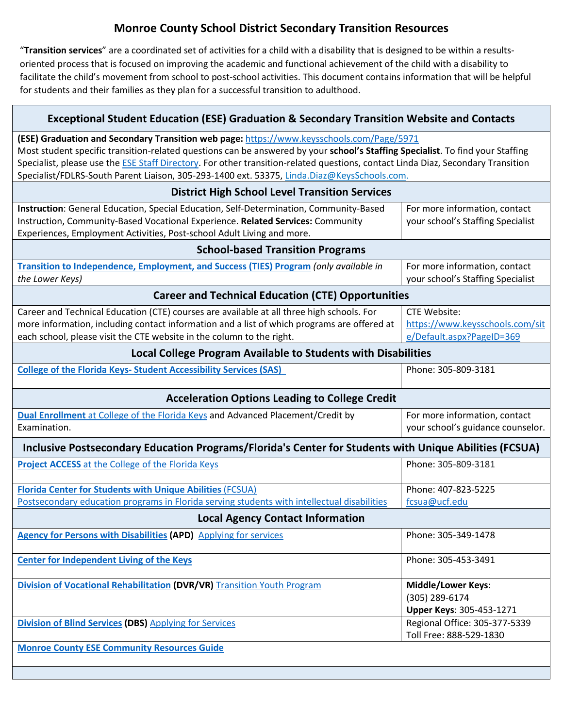# Monroe County School District Secondary Transition Resources

"**Transition services**" are a coordinated set of activities for a child with a disability that is designed to be within a results-oriented process that is focused on improving the academic and functional achievement of the child with a disability to facilitate the child's movement from school to post-school activities. This document contains information that will be helpful for students and their families as they plan for a successful transition to adulthood.

## Exceptional Student Education (ESE) Graduation & Secondary Transition Website and Contacts

**(ESE) Graduation and Secondary Transition web page:** https://www.keysschools.com/Page/5971
Most student specific transition-related questions can be answered by your **school's Staffing Specialist**. To find your Staffing Specialist, please use the ESE Staff Directory. For other transition-related questions, contact Linda Diaz, Secondary Transition Specialist/FDLRS-South Parent Liaison, 305-293-1400 ext. 53375, Linda.Diaz@KeysSchools.com.

## District High School Level Transition Services

| | |
|---|---|
| **Instruction**: General Education, Special Education, Self-Determination, Community-Based Instruction, Community-Based Vocational Experience. **Related Services:** Community Experiences, Employment Activities, Post-school Adult Living and more. | For more information, contact your school's Staffing Specialist |

## School-based Transition Programs

| | |
|---|---|
| **Transition to Independence, Employment, and Success (TIES) Program** *(only available in the Lower Keys)* | For more information, contact your school's Staffing Specialist |

## Career and Technical Education (CTE) Opportunities

| | |
|---|---|
| Career and Technical Education (CTE) courses are available at all three high schools. For more information, including contact information and a list of which programs are offered at each school, please visit the CTE website in the column to the right. | CTE Website: https://www.keysschools.com/site/Default.aspx?PageID=369 |

## Local College Program Available to Students with Disabilities

| | |
|---|---|
| **College of the Florida Keys- Student Accessibility Services (SAS)** | Phone: 305-809-3181 |

## Acceleration Options Leading to College Credit

| | |
|---|---|
| **Dual Enrollment** at College of the Florida Keys and Advanced Placement/Credit by Examination. | For more information, contact your school's guidance counselor. |

## Inclusive Postsecondary Education Programs/Florida's Center for Students with Unique Abilities (FCSUA)

| | |
|---|---|
| **Project ACCESS** at the College of the Florida Keys | Phone: 305-809-3181 |
| **Florida Center for Students with Unique Abilities** (FCSUA)<br>Postsecondary education programs in Florida serving students with intellectual disabilities | Phone: 407-823-5225<br>fcsua@ucf.edu |

## Local Agency Contact Information

| | |
|---|---|
| **Agency for Persons with Disabilities** (APD) Applying for services | Phone: 305-349-1478 |
| **Center for Independent Living of the Keys** | Phone: 305-453-3491 |
| **Division of Vocational Rehabilitation** (DVR/VR) Transition Youth Program | **Middle/Lower Keys**: (305) 289-6174<br>**Upper Keys**: 305-453-1271 |
| **Division of Blind Services** (DBS) Applying for Services | Regional Office: 305-377-5339<br>Toll Free: 888-529-1830 |
| **Monroe County ESE Community Resources Guide** | |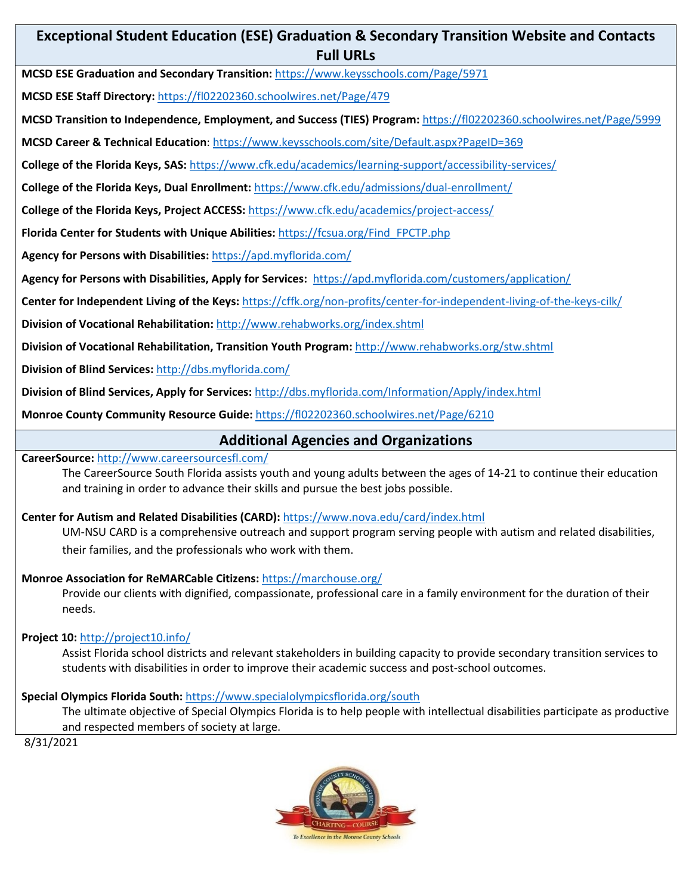## Exceptional Student Education (ESE) Graduation & Secondary Transition Website and Contacts Full URLs

**MCSD ESE Graduation and Secondary Transition:** https://www.keysschools.com/Page/5971

**MCSD ESE Staff Directory:** https://fl02202360.schoolwires.net/Page/479

**MCSD Transition to Independence, Employment, and Success (TIES) Program:** https://fl02202360.schoolwires.net/Page/5999

**MCSD Career & Technical Education**: https://www.keysschools.com/site/Default.aspx?PageID=369

**College of the Florida Keys, SAS:** https://www.cfk.edu/academics/learning-support/accessibility-services/

**College of the Florida Keys, Dual Enrollment:** https://www.cfk.edu/admissions/dual-enrollment/

**College of the Florida Keys, Project ACCESS:** https://www.cfk.edu/academics/project-access/

**Florida Center for Students with Unique Abilities:** https://fcsua.org/Find_FPCTP.php

**Agency for Persons with Disabilities:** https://apd.myflorida.com/

**Agency for Persons with Disabilities, Apply for Services:** https://apd.myflorida.com/customers/application/

**Center for Independent Living of the Keys:** https://cffk.org/non-profits/center-for-independent-living-of-the-keys-cilk/

**Division of Vocational Rehabilitation:** http://www.rehabworks.org/index.shtml

**Division of Vocational Rehabilitation, Transition Youth Program:** http://www.rehabworks.org/stw.shtml

**Division of Blind Services:** http://dbs.myflorida.com/

**Division of Blind Services, Apply for Services:** http://dbs.myflorida.com/Information/Apply/index.html

**Monroe County Community Resource Guide:** https://fl02202360.schoolwires.net/Page/6210

## Additional Agencies and Organizations

**CareerSource:** http://www.careersourcesfl.com/

The CareerSource South Florida assists youth and young adults between the ages of 14-21 to continue their education and training in order to advance their skills and pursue the best jobs possible.

**Center for Autism and Related Disabilities (CARD):** https://www.nova.edu/card/index.html

UM-NSU CARD is a comprehensive outreach and support program serving people with autism and related disabilities, their families, and the professionals who work with them.

**Monroe Association for ReMARCable Citizens:** https://marchouse.org/

Provide our clients with dignified, compassionate, professional care in a family environment for the duration of their needs.

**Project 10:** http://project10.info/

Assist Florida school districts and relevant stakeholders in building capacity to provide secondary transition services to students with disabilities in order to improve their academic success and post-school outcomes.

**Special Olympics Florida South:** https://www.specialolympicsflorida.org/south

The ultimate objective of Special Olympics Florida is to help people with intellectual disabilities participate as productive and respected members of society at large.

8/31/2021

MONROE COUNTY SCHOOL DISTRICT
CHARTING THE COURSE
To Excellence in the Monroe County Schools